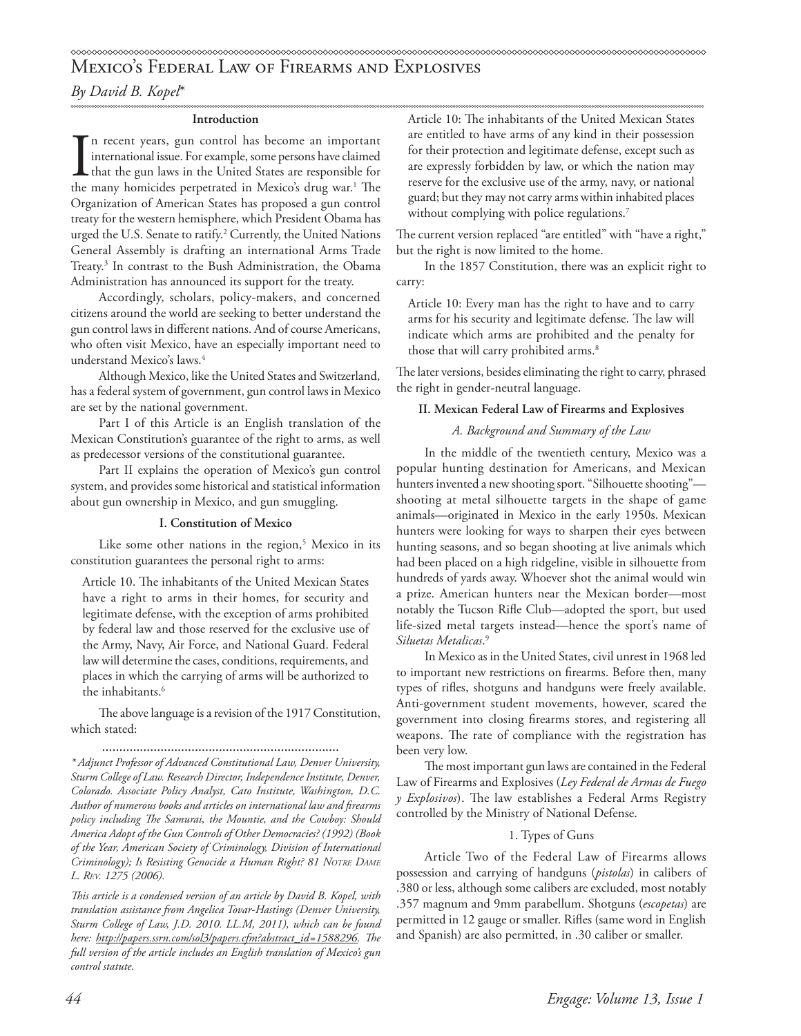# Mexico's Federal Law of Firearms and Explosives

*By David B. Kopel**

**Introduction**

In recent years, gun control has become an important international issue. For example, some persons have claimed that the gun laws in the United States are responsible for the many homicides perpetrated in Mexico's drug war.[1] The Organization of American States has proposed a gun control treaty for the western hemisphere, which President Obama has urged the U.S. Senate to ratify.[2] Currently, the United Nations General Assembly is drafting an international Arms Trade Treaty.[3] In contrast to the Bush Administration, the Obama Administration has announced its support for the treaty.

Accordingly, scholars, policy-makers, and concerned citizens around the world are seeking to better understand the gun control laws in different nations. And of course Americans, who often visit Mexico, have an especially important need to understand Mexico's laws.[4]

Although Mexico, like the United States and Switzerland, has a federal system of government, gun control laws in Mexico are set by the national government.

Part I of this Article is an English translation of the Mexican Constitution's guarantee of the right to arms, as well as predecessor versions of the constitutional guarantee.

Part II explains the operation of Mexico's gun control system, and provides some historical and statistical information about gun ownership in Mexico, and gun smuggling.

**I. Constitution of Mexico**

Like some other nations in the region,[5] Mexico in its constitution guarantees the personal right to arms:

> Article 10. The inhabitants of the United Mexican States have a right to arms in their homes, for security and legitimate defense, with the exception of arms prohibited by federal law and those reserved for the exclusive use of the Army, Navy, Air Force, and National Guard. Federal law will determine the cases, conditions, requirements, and places in which the carrying of arms will be authorized to the inhabitants.[6]

The above language is a revision of the 1917 Constitution, which stated:

> Article 10: The inhabitants of the United Mexican States are entitled to have arms of any kind in their possession for their protection and legitimate defense, except such as are expressly forbidden by law, or which the nation may reserve for the exclusive use of the army, navy, or national guard; but they may not carry arms within inhabited places without complying with police regulations.[7]

The current version replaced "are entitled" with "have a right," but the right is now limited to the home.

In the 1857 Constitution, there was an explicit right to carry:

> Article 10: Every man has the right to have and to carry arms for his security and legitimate defense. The law will indicate which arms are prohibited and the penalty for those that will carry prohibited arms.[8]

The later versions, besides eliminating the right to carry, phrased the right in gender-neutral language.

**II. Mexican Federal Law of Firearms and Explosives**

*A. Background and Summary of the Law*

In the middle of the twentieth century, Mexico was a popular hunting destination for Americans, and Mexican hunters invented a new shooting sport. "Silhouette shooting"—shooting at metal silhouette targets in the shape of game animals—originated in Mexico in the early 1950s. Mexican hunters were looking for ways to sharpen their eyes between hunting seasons, and so began shooting at live animals which had been placed on a high ridgeline, visible in silhouette from hundreds of yards away. Whoever shot the animal would win a prize. American hunters near the Mexican border—most notably the Tucson Rifle Club—adopted the sport, but used life-sized metal targets instead—hence the sport's name of *Siluetas Metalicas*.[9]

In Mexico as in the United States, civil unrest in 1968 led to important new restrictions on firearms. Before then, many types of rifles, shotguns and handguns were freely available. Anti-government student movements, however, scared the government into closing firearms stores, and registering all weapons. The rate of compliance with the registration has been very low.

The most important gun laws are contained in the Federal Law of Firearms and Explosives (*Ley Federal de Armas de Fuego y Explosivos*). The law establishes a Federal Arms Registry controlled by the Ministry of National Defense.

1. Types of Guns

Article Two of the Federal Law of Firearms allows possession and carrying of handguns (*pistolas*) in calibers of .380 or less, although some calibers are excluded, most notably .357 magnum and 9mm parabellum. Shotguns (*escopetas*) are permitted in 12 gauge or smaller. Rifles (same word in English and Spanish) are also permitted, in .30 caliber or smaller.

---

*\* Adjunct Professor of Advanced Constitutional Law, Denver University, Sturm College of Law. Research Director, Independence Institute, Denver, Colorado. Associate Policy Analyst, Cato Institute, Washington, D.C. Author of numerous books and articles on international law and firearms policy including The Samurai, the Mountie, and the Cowboy: Should America Adopt of the Gun Controls of Other Democracies? (1992) (Book of the Year, American Society of Criminology, Division of International Criminology); Is Resisting Genocide a Human Right? 81 Notre Dame L. Rev. 1275 (2006).*

*This article is a condensed version of an article by David B. Kopel, with translation assistance from Angelica Tovar-Hastings (Denver University, Sturm College of Law, J.D. 2010. LL.M, 2011), which can be found here: http://papers.ssrn.com/sol3/papers.cfm?abstract_id=1588296. The full version of the article includes an English translation of Mexico's gun control statute.*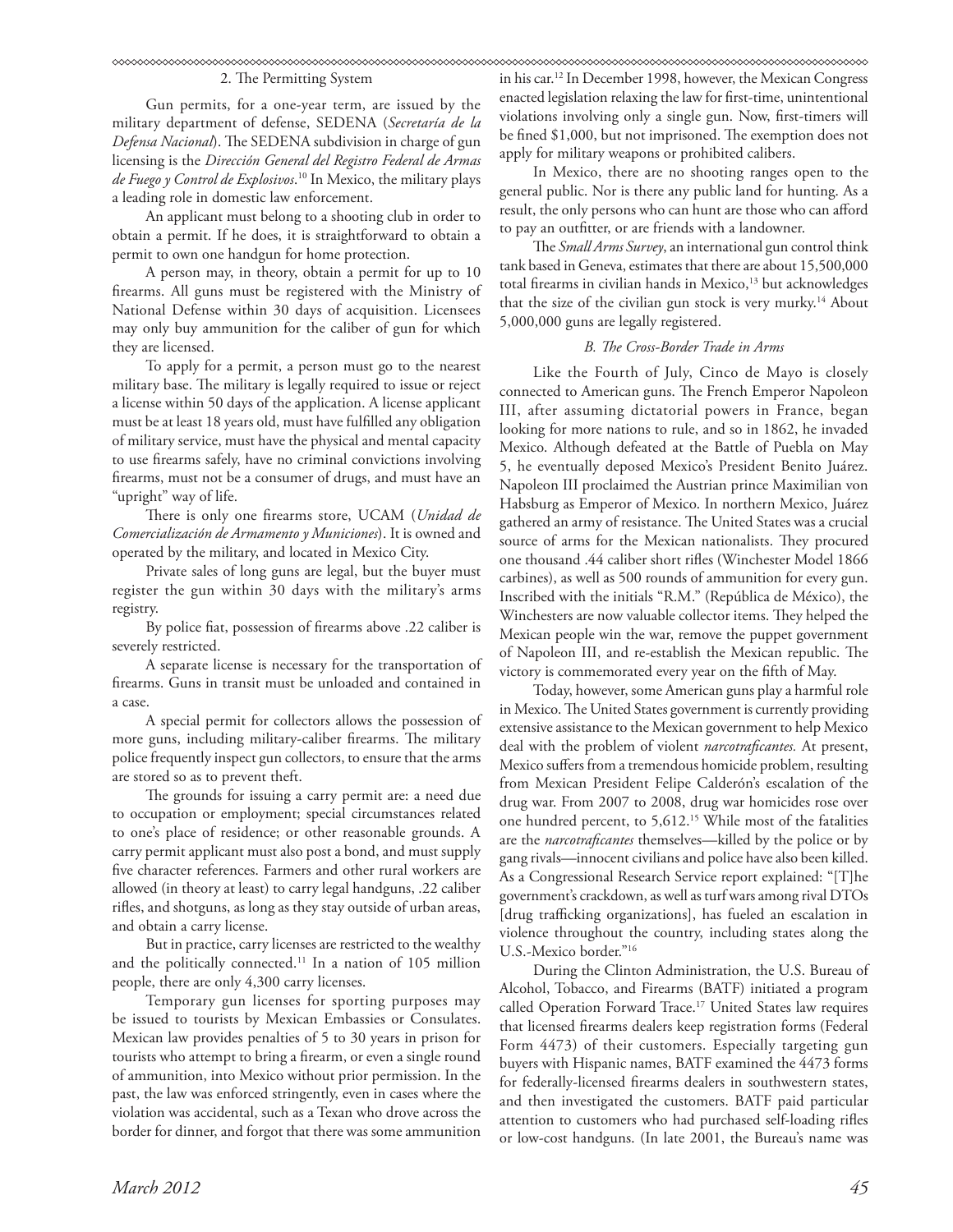### 2. The Permitting System

Gun permits, for a one-year term, are issued by the military department of defense, SEDENA (*Secretaría de la Defensa Nacional*). The SEDENA subdivision in charge of gun licensing is the *Dirección General del Registro Federal de Armas de Fuego y Control de Explosivos*.[10] In Mexico, the military plays a leading role in domestic law enforcement.

An applicant must belong to a shooting club in order to obtain a permit. If he does, it is straightforward to obtain a permit to own one handgun for home protection.

A person may, in theory, obtain a permit for up to 10 firearms. All guns must be registered with the Ministry of National Defense within 30 days of acquisition. Licensees may only buy ammunition for the caliber of gun for which they are licensed.

To apply for a permit, a person must go to the nearest military base. The military is legally required to issue or reject a license within 50 days of the application. A license applicant must be at least 18 years old, must have fulfilled any obligation of military service, must have the physical and mental capacity to use firearms safely, have no criminal convictions involving firearms, must not be a consumer of drugs, and must have an "upright" way of life.

There is only one firearms store, UCAM (*Unidad de Comercialización de Armamento y Municiones*). It is owned and operated by the military, and located in Mexico City.

Private sales of long guns are legal, but the buyer must register the gun within 30 days with the military's arms registry.

By police fiat, possession of firearms above .22 caliber is severely restricted.

A separate license is necessary for the transportation of firearms. Guns in transit must be unloaded and contained in a case.

A special permit for collectors allows the possession of more guns, including military-caliber firearms. The military police frequently inspect gun collectors, to ensure that the arms are stored so as to prevent theft.

The grounds for issuing a carry permit are: a need due to occupation or employment; special circumstances related to one's place of residence; or other reasonable grounds. A carry permit applicant must also post a bond, and must supply five character references. Farmers and other rural workers are allowed (in theory at least) to carry legal handguns, .22 caliber rifles, and shotguns, as long as they stay outside of urban areas, and obtain a carry license.

But in practice, carry licenses are restricted to the wealthy and the politically connected.[11] In a nation of 105 million people, there are only 4,300 carry licenses.

Temporary gun licenses for sporting purposes may be issued to tourists by Mexican Embassies or Consulates. Mexican law provides penalties of 5 to 30 years in prison for tourists who attempt to bring a firearm, or even a single round of ammunition, into Mexico without prior permission. In the past, the law was enforced stringently, even in cases where the violation was accidental, such as a Texan who drove across the border for dinner, and forgot that there was some ammunition in his car.[12] In December 1998, however, the Mexican Congress enacted legislation relaxing the law for first-time, unintentional violations involving only a single gun. Now, first-timers will be fined $1,000, but not imprisoned. The exemption does not apply for military weapons or prohibited calibers.

In Mexico, there are no shooting ranges open to the general public. Nor is there any public land for hunting. As a result, the only persons who can hunt are those who can afford to pay an outfitter, or are friends with a landowner.

The *Small Arms Survey*, an international gun control think tank based in Geneva, estimates that there are about 15,500,000 total firearms in civilian hands in Mexico,[13] but acknowledges that the size of the civilian gun stock is very murky.[14] About 5,000,000 guns are legally registered.

### *B. The Cross-Border Trade in Arms*

Like the Fourth of July, Cinco de Mayo is closely connected to American guns. The French Emperor Napoleon III, after assuming dictatorial powers in France, began looking for more nations to rule, and so in 1862, he invaded Mexico. Although defeated at the Battle of Puebla on May 5, he eventually deposed Mexico's President Benito Juárez. Napoleon III proclaimed the Austrian prince Maximilian von Habsburg as Emperor of Mexico. In northern Mexico, Juárez gathered an army of resistance. The United States was a crucial source of arms for the Mexican nationalists. They procured one thousand .44 caliber short rifles (Winchester Model 1866 carbines), as well as 500 rounds of ammunition for every gun. Inscribed with the initials "R.M." (República de México), the Winchesters are now valuable collector items. They helped the Mexican people win the war, remove the puppet government of Napoleon III, and re-establish the Mexican republic. The victory is commemorated every year on the fifth of May.

Today, however, some American guns play a harmful role in Mexico. The United States government is currently providing extensive assistance to the Mexican government to help Mexico deal with the problem of violent *narcotraficantes*. At present, Mexico suffers from a tremendous homicide problem, resulting from Mexican President Felipe Calderón's escalation of the drug war. From 2007 to 2008, drug war homicides rose over one hundred percent, to 5,612.[15] While most of the fatalities are the *narcotraficantes* themselves—killed by the police or by gang rivals—innocent civilians and police have also been killed. As a Congressional Research Service report explained: "[T]he government's crackdown, as well as turf wars among rival DTOs [drug trafficking organizations], has fueled an escalation in violence throughout the country, including states along the U.S.-Mexico border."[16]

During the Clinton Administration, the U.S. Bureau of Alcohol, Tobacco, and Firearms (BATF) initiated a program called Operation Forward Trace.[17] United States law requires that licensed firearms dealers keep registration forms (Federal Form 4473) of their customers. Especially targeting gun buyers with Hispanic names, BATF examined the 4473 forms for federally-licensed firearms dealers in southwestern states, and then investigated the customers. BATF paid particular attention to customers who had purchased self-loading rifles or low-cost handguns. (In late 2001, the Bureau's name was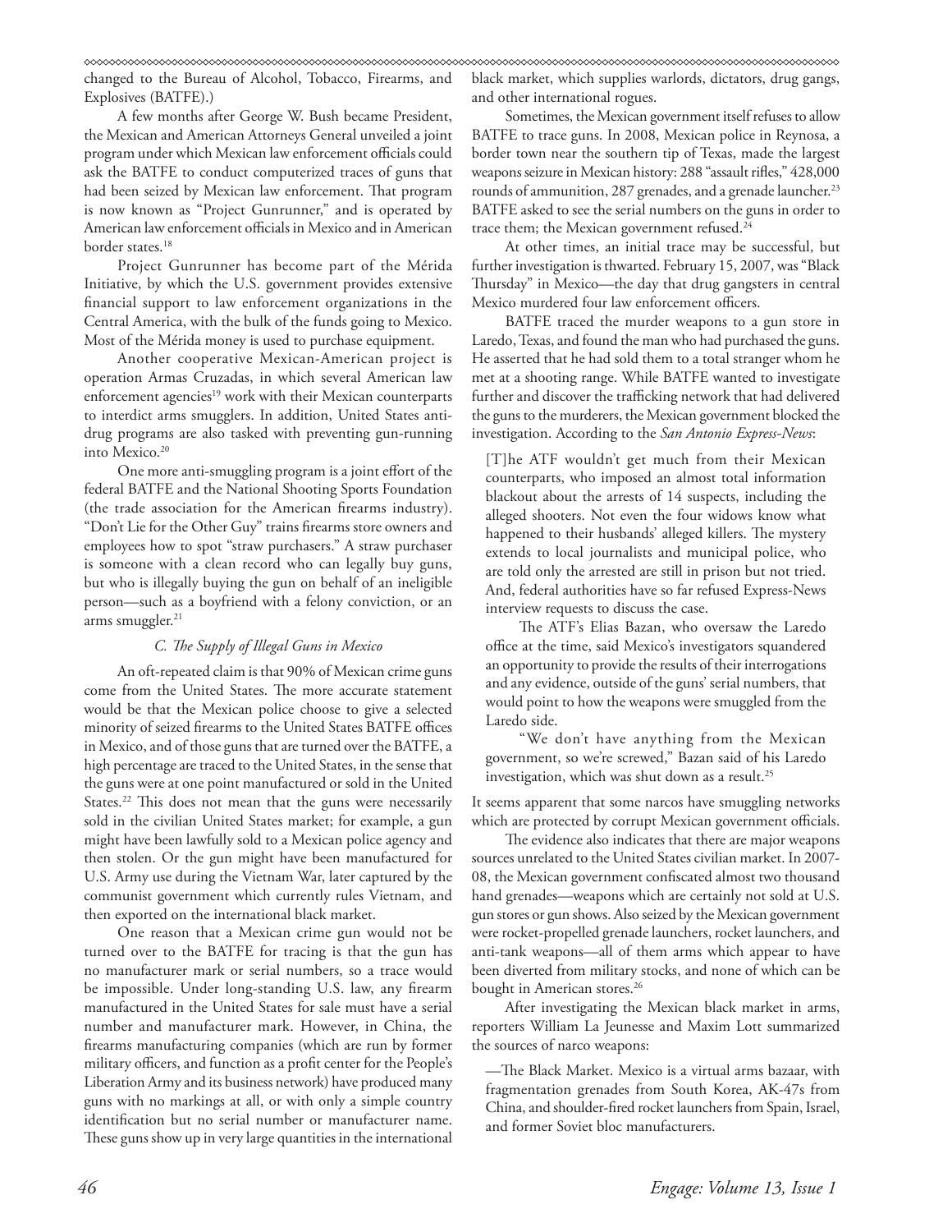changed to the Bureau of Alcohol, Tobacco, Firearms, and Explosives (BATFE).)

A few months after George W. Bush became President, the Mexican and American Attorneys General unveiled a joint program under which Mexican law enforcement officials could ask the BATFE to conduct computerized traces of guns that had been seized by Mexican law enforcement. That program is now known as "Project Gunrunner," and is operated by American law enforcement officials in Mexico and in American border states.[18]

Project Gunrunner has become part of the Mérida Initiative, by which the U.S. government provides extensive financial support to law enforcement organizations in the Central America, with the bulk of the funds going to Mexico. Most of the Mérida money is used to purchase equipment.

Another cooperative Mexican-American project is operation Armas Cruzadas, in which several American law enforcement agencies[19] work with their Mexican counterparts to interdict arms smugglers. In addition, United States anti-drug programs are also tasked with preventing gun-running into Mexico.[20]

One more anti-smuggling program is a joint effort of the federal BATFE and the National Shooting Sports Foundation (the trade association for the American firearms industry). "Don't Lie for the Other Guy" trains firearms store owners and employees how to spot "straw purchasers." A straw purchaser is someone with a clean record who can legally buy guns, but who is illegally buying the gun on behalf of an ineligible person—such as a boyfriend with a felony conviction, or an arms smuggler.[21]

### *C. The Supply of Illegal Guns in Mexico*

An oft-repeated claim is that 90% of Mexican crime guns come from the United States. The more accurate statement would be that the Mexican police choose to give a selected minority of seized firearms to the United States BATFE offices in Mexico, and of those guns that are turned over the BATFE, a high percentage are traced to the United States, in the sense that the guns were at one point manufactured or sold in the United States.[22] This does not mean that the guns were necessarily sold in the civilian United States market; for example, a gun might have been lawfully sold to a Mexican police agency and then stolen. Or the gun might have been manufactured for U.S. Army use during the Vietnam War, later captured by the communist government which currently rules Vietnam, and then exported on the international black market.

One reason that a Mexican crime gun would not be turned over to the BATFE for tracing is that the gun has no manufacturer mark or serial numbers, so a trace would be impossible. Under long-standing U.S. law, any firearm manufactured in the United States for sale must have a serial number and manufacturer mark. However, in China, the firearms manufacturing companies (which are run by former military officers, and function as a profit center for the People's Liberation Army and its business network) have produced many guns with no markings at all, or with only a simple country identification but no serial number or manufacturer name. These guns show up in very large quantities in the international black market, which supplies warlords, dictators, drug gangs, and other international rogues.

Sometimes, the Mexican government itself refuses to allow BATFE to trace guns. In 2008, Mexican police in Reynosa, a border town near the southern tip of Texas, made the largest weapons seizure in Mexican history: 288 "assault rifles," 428,000 rounds of ammunition, 287 grenades, and a grenade launcher.[23] BATFE asked to see the serial numbers on the guns in order to trace them; the Mexican government refused.[24]

At other times, an initial trace may be successful, but further investigation is thwarted. February 15, 2007, was "Black Thursday" in Mexico—the day that drug gangsters in central Mexico murdered four law enforcement officers.

BATFE traced the murder weapons to a gun store in Laredo, Texas, and found the man who had purchased the guns. He asserted that he had sold them to a total stranger whom he met at a shooting range. While BATFE wanted to investigate further and discover the trafficking network that had delivered the guns to the murderers, the Mexican government blocked the investigation. According to the *San Antonio Express-News*:

> [T]he ATF wouldn't get much from their Mexican counterparts, who imposed an almost total information blackout about the arrests of 14 suspects, including the alleged shooters. Not even the four widows know what happened to their husbands' alleged killers. The mystery extends to local journalists and municipal police, who are told only the arrested are still in prison but not tried. And, federal authorities have so far refused Express-News interview requests to discuss the case.
>
> The ATF's Elias Bazan, who oversaw the Laredo office at the time, said Mexico's investigators squandered an opportunity to provide the results of their interrogations and any evidence, outside of the guns' serial numbers, that would point to how the weapons were smuggled from the Laredo side.
>
> "We don't have anything from the Mexican government, so we're screwed," Bazan said of his Laredo investigation, which was shut down as a result.[25]

It seems apparent that some narcos have smuggling networks which are protected by corrupt Mexican government officials.

The evidence also indicates that there are major weapons sources unrelated to the United States civilian market. In 2007-08, the Mexican government confiscated almost two thousand hand grenades—weapons which are certainly not sold at U.S. gun stores or gun shows. Also seized by the Mexican government were rocket-propelled grenade launchers, rocket launchers, and anti-tank weapons—all of them arms which appear to have been diverted from military stocks, and none of which can be bought in American stores.[26]

After investigating the Mexican black market in arms, reporters William La Jeunesse and Maxim Lott summarized the sources of narco weapons:

> —The Black Market. Mexico is a virtual arms bazaar, with fragmentation grenades from South Korea, AK-47s from China, and shoulder-fired rocket launchers from Spain, Israel, and former Soviet bloc manufacturers.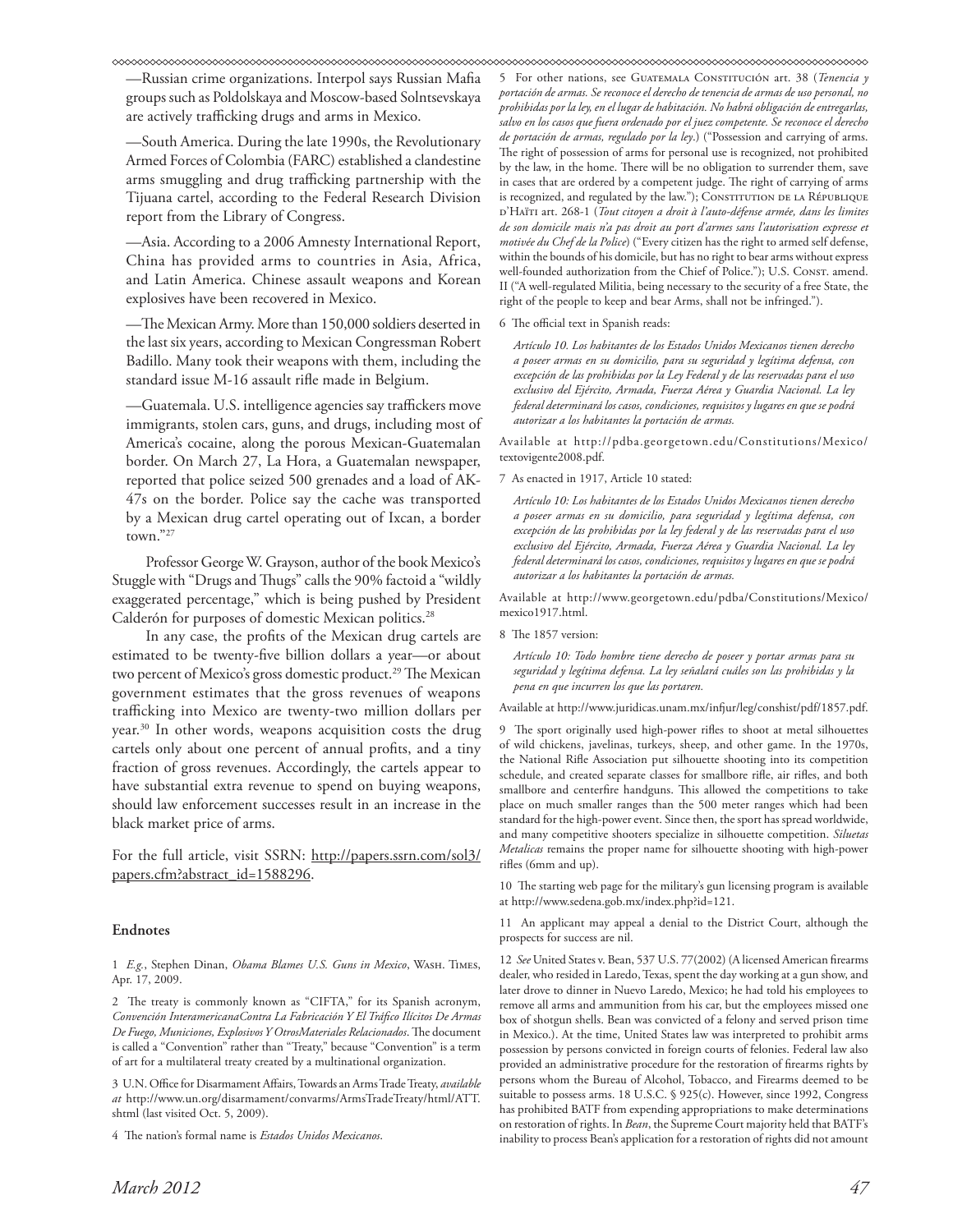—Russian crime organizations. Interpol says Russian Mafia groups such as Poldolskaya and Moscow-based Solntsevskaya are actively trafficking drugs and arms in Mexico.

—South America. During the late 1990s, the Revolutionary Armed Forces of Colombia (FARC) established a clandestine arms smuggling and drug trafficking partnership with the Tijuana cartel, according to the Federal Research Division report from the Library of Congress.

—Asia. According to a 2006 Amnesty International Report, China has provided arms to countries in Asia, Africa, and Latin America. Chinese assault weapons and Korean explosives have been recovered in Mexico.

—The Mexican Army. More than 150,000 soldiers deserted in the last six years, according to Mexican Congressman Robert Badillo. Many took their weapons with them, including the standard issue M-16 assault rifle made in Belgium.

—Guatemala. U.S. intelligence agencies say traffickers move immigrants, stolen cars, guns, and drugs, including most of America's cocaine, along the porous Mexican-Guatemalan border. On March 27, La Hora, a Guatemalan newspaper, reported that police seized 500 grenades and a load of AK-47s on the border. Police say the cache was transported by a Mexican drug cartel operating out of Ixcan, a border town."[27]

Professor George W. Grayson, author of the book Mexico's Stuggle with "Drugs and Thugs" calls the 90% factoid a "wildly exaggerated percentage," which is being pushed by President Calderón for purposes of domestic Mexican politics.[28]

In any case, the profits of the Mexican drug cartels are estimated to be twenty-five billion dollars a year—or about two percent of Mexico's gross domestic product.[29] The Mexican government estimates that the gross revenues of weapons trafficking into Mexico are twenty-two million dollars per year.[30] In other words, weapons acquisition costs the drug cartels only about one percent of annual profits, and a tiny fraction of gross revenues. Accordingly, the cartels appear to have substantial extra revenue to spend on buying weapons, should law enforcement successes result in an increase in the black market price of arms.

For the full article, visit SSRN: http://papers.ssrn.com/sol3/papers.cfm?abstract_id=1588296.

### Endnotes

1 *E.g.*, Stephen Dinan, *Obama Blames U.S. Guns in Mexico*, Wash. Times, Apr. 17, 2009.

2 The treaty is commonly known as "CIFTA," for its Spanish acronym, *Convención InteramericanaContra La Fabricación Y El Tráfico Ilícitos De Armas De Fuego, Municiones, Explosivos Y OtrosMateriales Relacionados*. The document is called a "Convention" rather than "Treaty," because "Convention" is a term of art for a multilateral treaty created by a multinational organization.

3 U.N. Office for Disarmament Affairs, Towards an Arms Trade Treaty, *available at* http://www.un.org/disarmament/convarms/ArmsTradeTreaty/html/ATT.shtml (last visited Oct. 5, 2009).

4 The nation's formal name is *Estados Unidos Mexicanos*.

5 For other nations, see Guatemala Constitución art. 38 (*Tenencia y portación de armas. Se reconoce el derecho de tenencia de armas de uso personal, no prohibidas por la ley, en el lugar de habitación. No habrá obligación de entregarlas, salvo en los casos que fuera ordenado por el juez competente. Se reconoce el derecho de portación de armas, regulado por la ley*.) ("Possession and carrying of arms. The right of possession of arms for personal use is recognized, not prohibited by the law, in the home. There will be no obligation to surrender them, save in cases that are ordered by a competent judge. The right of carrying of arms is recognized, and regulated by the law."); Constitution de la République d'Haïti art. 268-1 (*Tout citoyen a droit à l'auto-défense armée, dans les limites de son domicile mais n'a pas droit au port d'armes sans l'autorisation expresse et motivée du Chef de la Police*) ("Every citizen has the right to armed self defense, within the bounds of his domicile, but has no right to bear arms without express well-founded authorization from the Chief of Police."); U.S. Const. amend. II ("A well-regulated Militia, being necessary to the security of a free State, the right of the people to keep and bear Arms, shall not be infringed.").

6 The official text in Spanish reads:

> *Artículo 10. Los habitantes de los Estados Unidos Mexicanos tienen derecho a poseer armas en su domicilio, para su seguridad y legítima defensa, con excepción de las prohibidas por la Ley Federal y de las reservadas para el uso exclusivo del Ejército, Armada, Fuerza Aérea y Guardia Nacional. La ley federal determinará los casos, condiciones, requisitos y lugares en que se podrá autorizar a los habitantes la portación de armas.*

Available at http://pdba.georgetown.edu/Constitutions/Mexico/textovigente2008.pdf.

7 As enacted in 1917, Article 10 stated:

> *Artículo 10: Los habitantes de los Estados Unidos Mexicanos tienen derecho a poseer armas en su domicilio, para seguridad y legítima defensa, con excepción de las prohibidas por la ley federal y de las reservadas para el uso exclusivo del Ejército, Armada, Fuerza Aérea y Guardia Nacional. La ley federal determinará los casos, condiciones, requisitos y lugares en que se podrá autorizar a los habitantes la portación de armas.*

Available at http://www.georgetown.edu/pdba/Constitutions/Mexico/mexico1917.html.

8 The 1857 version:

> *Artículo 10: Todo hombre tiene derecho de poseer y portar armas para su seguridad y legítima defensa. La ley señalará cuáles son las prohibidas y la pena en que incurren los que las portaren.*

Available at http://www.juridicas.unam.mx/infjur/leg/conshist/pdf/1857.pdf.

9 The sport originally used high-power rifles to shoot at metal silhouettes of wild chickens, javelinas, turkeys, sheep, and other game. In the 1970s, the National Rifle Association put silhouette shooting into its competition schedule, and created separate classes for smallbore rifle, air rifles, and both smallbore and centerfire handguns. This allowed the competitions to take place on much smaller ranges than the 500 meter ranges which had been standard for the high-power event. Since then, the sport has spread worldwide, and many competitive shooters specialize in silhouette competition. *Siluetas Metalicas* remains the proper name for silhouette shooting with high-power rifles (6mm and up).

10 The starting web page for the military's gun licensing program is available at http://www.sedena.gob.mx/index.php?id=121.

11 An applicant may appeal a denial to the District Court, although the prospects for success are nil.

12 *See* United States v. Bean, 537 U.S. 77(2002) (A licensed American firearms dealer, who resided in Laredo, Texas, spent the day working at a gun show, and later drove to dinner in Nuevo Laredo, Mexico; he had told his employees to remove all arms and ammunition from his car, but the employees missed one box of shotgun shells. Bean was convicted of a felony and served prison time in Mexico.). At the time, United States law was interpreted to prohibit arms possession by persons convicted in foreign courts of felonies. Federal law also provided an administrative procedure for the restoration of firearms rights by persons whom the Bureau of Alcohol, Tobacco, and Firearms deemed to be suitable to possess arms. 18 U.S.C. § 925(c). However, since 1992, Congress has prohibited BATF from expending appropriations to make determinations on restoration of rights. In *Bean*, the Supreme Court majority held that BATF's inability to process Bean's application for a restoration of rights did not amount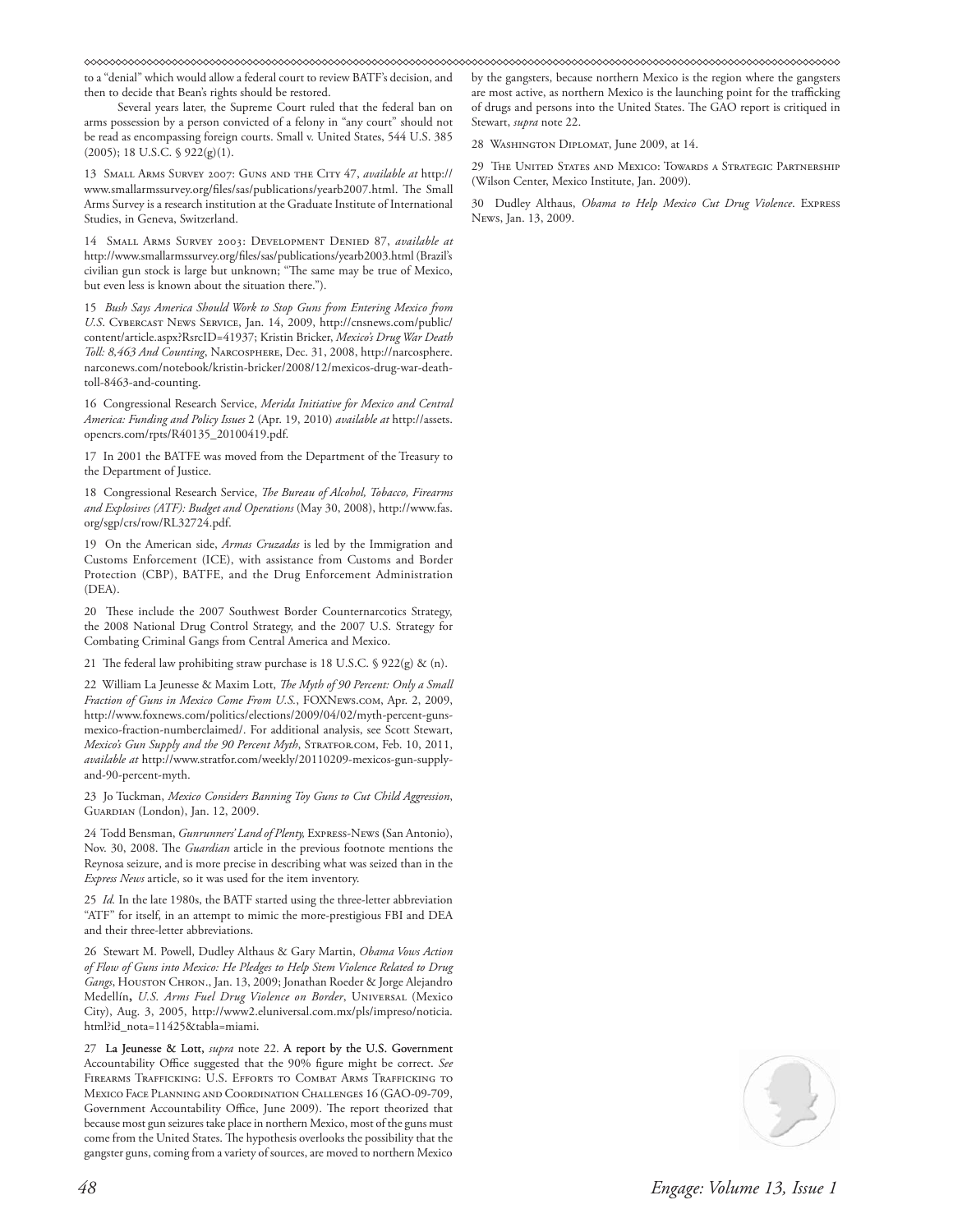to a "denial" which would allow a federal court to review BATF's decision, and then to decide that Bean's rights should be restored.

Several years later, the Supreme Court ruled that the federal ban on arms possession by a person convicted of a felony in "any court" should not be read as encompassing foreign courts. Small v. United States, 544 U.S. 385 (2005); 18 U.S.C. § 922(g)(1).

13 Small Arms Survey 2007: Guns and the City 47, *available at* http://www.smallarmssurvey.org/files/sas/publications/yearb2007.html. The Small Arms Survey is a research institution at the Graduate Institute of International Studies, in Geneva, Switzerland.

14 Small Arms Survey 2003: Development Denied 87, *available at* http://www.smallarmssurvey.org/files/sas/publications/yearb2003.html (Brazil's civilian gun stock is large but unknown; "The same may be true of Mexico, but even less is known about the situation there.").

15 *Bush Says America Should Work to Stop Guns from Entering Mexico from U.S.* Cybercast News Service, Jan. 14, 2009, http://cnsnews.com/public/content/article.aspx?RsrcID=41937; Kristin Bricker, *Mexico's Drug War Death Toll: 8,463 And Counting*, Narcosphere, Dec. 31, 2008, http://narcosphere.narconews.com/notebook/kristin-bricker/2008/12/mexicos-drug-war-death-toll-8463-and-counting.

16 Congressional Research Service, *Merida Initiative for Mexico and Central America: Funding and Policy Issues* 2 (Apr. 19, 2010) *available at* http://assets.opencrs.com/rpts/R40135_20100419.pdf.

17 In 2001 the BATFE was moved from the Department of the Treasury to the Department of Justice.

18 Congressional Research Service, *The Bureau of Alcohol, Tobacco, Firearms and Explosives (ATF): Budget and Operations* (May 30, 2008), http://www.fas.org/sgp/crs/row/RL32724.pdf.

19 On the American side, *Armas Cruzadas* is led by the Immigration and Customs Enforcement (ICE), with assistance from Customs and Border Protection (CBP), BATFE, and the Drug Enforcement Administration (DEA).

20 These include the 2007 Southwest Border Counternarcotics Strategy, the 2008 National Drug Control Strategy, and the 2007 U.S. Strategy for Combating Criminal Gangs from Central America and Mexico.

21 The federal law prohibiting straw purchase is 18 U.S.C. § 922(g) & (n).

22 William La Jeunesse & Maxim Lott, *The Myth of 90 Percent: Only a Small Fraction of Guns in Mexico Come From U.S.*, FOXNews.com, Apr. 2, 2009, http://www.foxnews.com/politics/elections/2009/04/02/myth-percent-guns-mexico-fraction-numberclaimed/. For additional analysis, see Scott Stewart, *Mexico's Gun Supply and the 90 Percent Myth*, Stratfor.com, Feb. 10, 2011, *available at* http://www.stratfor.com/weekly/20110209-mexicos-gun-supply-and-90-percent-myth.

23 Jo Tuckman, *Mexico Considers Banning Toy Guns to Cut Child Aggression*, Guardian (London), Jan. 12, 2009.

24 Todd Bensman, *Gunrunners' Land of Plenty,* Express-News (San Antonio), Nov. 30, 2008. The *Guardian* article in the previous footnote mentions the Reynosa seizure, and is more precise in describing what was seized than in the *Express News* article, so it was used for the item inventory.

25 *Id.* In the late 1980s, the BATF started using the three-letter abbreviation "ATF" for itself, in an attempt to mimic the more-prestigious FBI and DEA and their three-letter abbreviations.

26 Stewart M. Powell, Dudley Althaus & Gary Martin, *Obama Vows Action of Flow of Guns into Mexico: He Pledges to Help Stem Violence Related to Drug Gangs*, Houston Chron., Jan. 13, 2009; Jonathan Roeder & Jorge Alejandro Medellín, *U.S. Arms Fuel Drug Violence on Border*, Universal (Mexico City), Aug. 3, 2005, http://www2.eluniversal.com.mx/pls/impreso/noticia.html?id_nota=11425&tabla=miami.

27 La Jeunesse & Lott, *supra* note 22. A report by the U.S. Government Accountability Office suggested that the 90% figure might be correct. *See* Firearms Trafficking: U.S. Efforts to Combat Arms Trafficking to Mexico Face Planning and Coordination Challenges 16 (GAO-09-709, Government Accountability Office, June 2009). The report theorized that because most gun seizures take place in northern Mexico, most of the guns must come from the United States. The hypothesis overlooks the possibility that the gangster guns, coming from a variety of sources, are moved to northern Mexico by the gangsters, because northern Mexico is the region where the gangsters are most active, as northern Mexico is the launching point for the trafficking of drugs and persons into the United States. The GAO report is critiqued in Stewart, *supra* note 22.

28 Washington Diplomat, June 2009, at 14.

29 The United States and Mexico: Towards a Strategic Partnership (Wilson Center, Mexico Institute, Jan. 2009).

30 Dudley Althaus, *Obama to Help Mexico Cut Drug Violence*. Express News, Jan. 13, 2009.